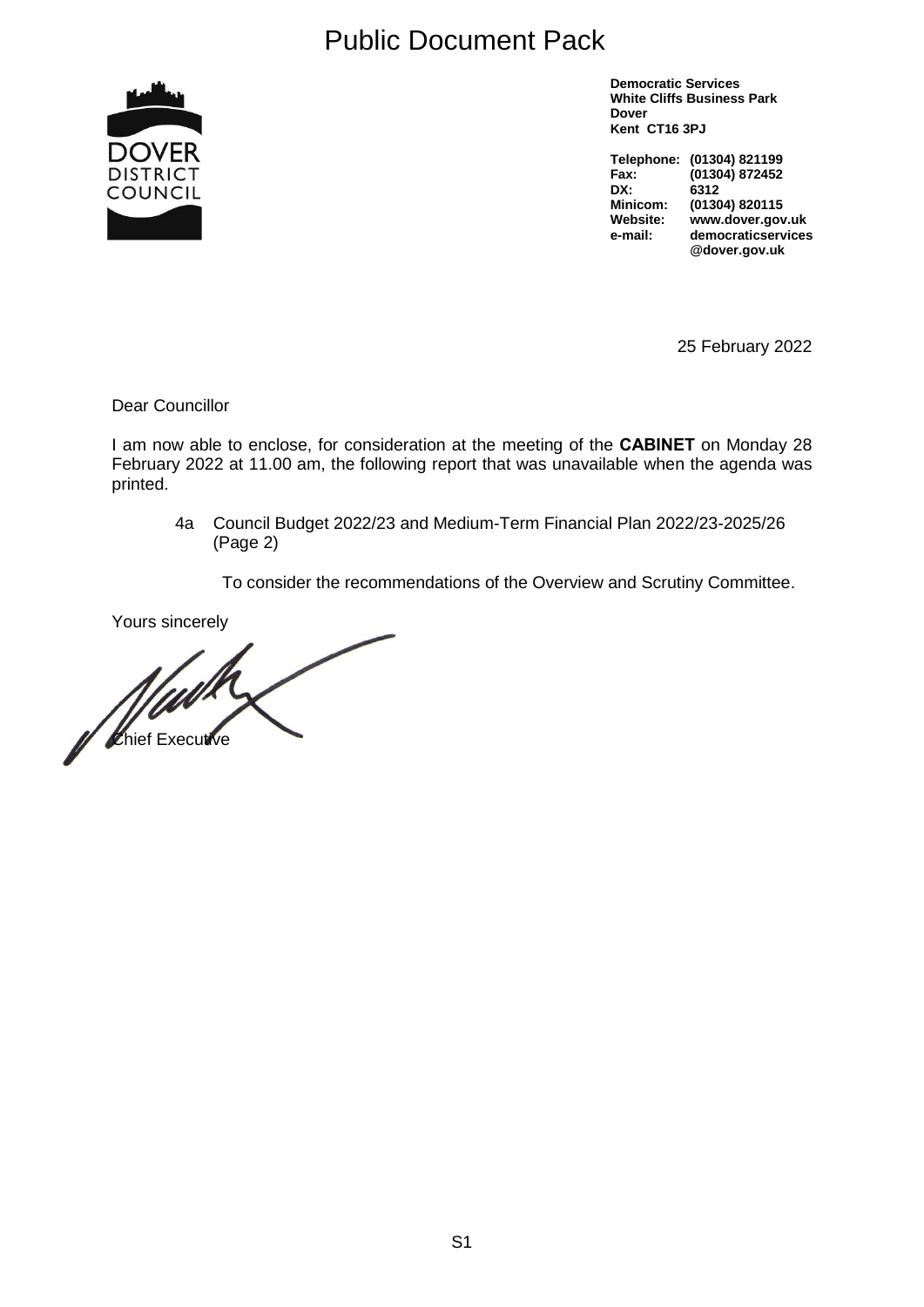# Public Document Pack

**Democratic Services**
**White Cliffs Business Park**
**Dover**
**Kent CT16 3PJ**

| | |
|---|---|
| **Telephone:** | **(01304) 821199** |
| **Fax:** | **(01304) 872452** |
| **DX:** | **6312** |
| **Minicom:** | **(01304) 820115** |
| **Website:** | **www.dover.gov.uk** |
| **e-mail:** | **democraticservices@dover.gov.uk** |

25 February 2022

Dear Councillor

I am now able to enclose, for consideration at the meeting of the **CABINET** on Monday 28 February 2022 at 11.00 am, the following report that was unavailable when the agenda was printed.

4a Council Budget 2022/23 and Medium-Term Financial Plan 2022/23-2025/26 (Page 2)

To consider the recommendations of the Overview and Scrutiny Committee.

Yours sincerely

Chief Executive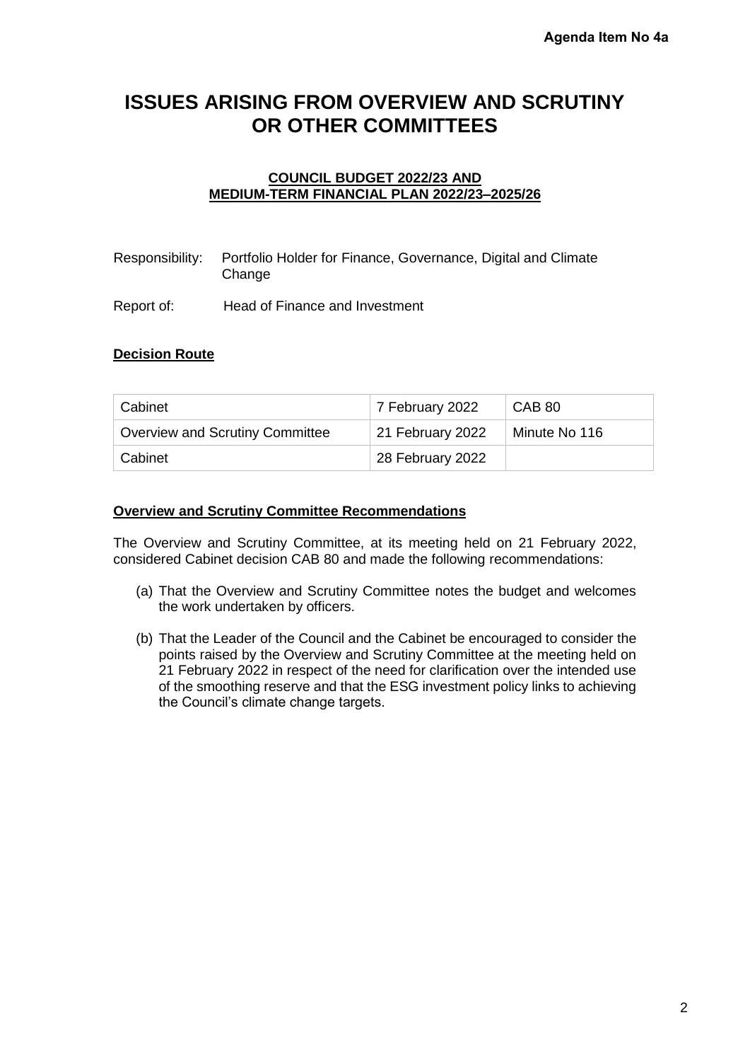Agenda Item No 4a

# ISSUES ARISING FROM OVERVIEW AND SCRUTINY OR OTHER COMMITTEES

## COUNCIL BUDGET 2022/23 AND MEDIUM-TERM FINANCIAL PLAN 2022/23–2025/26

Responsibility: Portfolio Holder for Finance, Governance, Digital and Climate Change

Report of: Head of Finance and Investment

**Decision Route**

| | | |
|---|---|---|
| Cabinet | 7 February 2022 | CAB 80 |
| Overview and Scrutiny Committee | 21 February 2022 | Minute No 116 |
| Cabinet | 28 February 2022 | |

**Overview and Scrutiny Committee Recommendations**

The Overview and Scrutiny Committee, at its meeting held on 21 February 2022, considered Cabinet decision CAB 80 and made the following recommendations:

(a) That the Overview and Scrutiny Committee notes the budget and welcomes the work undertaken by officers.

(b) That the Leader of the Council and the Cabinet be encouraged to consider the points raised by the Overview and Scrutiny Committee at the meeting held on 21 February 2022 in respect of the need for clarification over the intended use of the smoothing reserve and that the ESG investment policy links to achieving the Council's climate change targets.